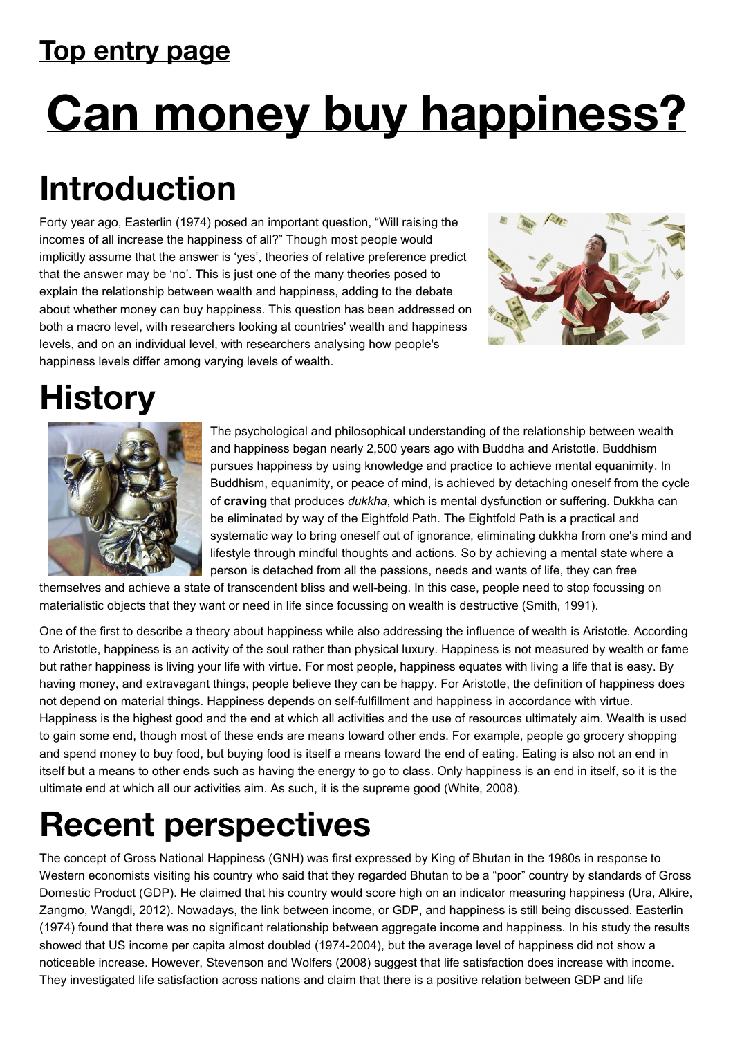## Top entry page

# Can money buy happiness?

# Introduction

Forty year ago, Easterlin (1974) posed an important question, "Will raising the incomes of all increase the happiness of all?" Though most people would implicitly assume that the answer is 'yes', theories of relative preference predict that the answer may be 'no'. This is just one of the many theories posed to explain the relationship between wealth and happiness, adding to the debate about whether money can buy happiness. This question has been addressed on both a macro level, with researchers looking at countries' wealth and happiness levels, and on an individual level, with researchers analysing how people's happiness levels differ among varying levels of wealth.

# History

The psychological and philosophical understanding of the relationship between wealth and happiness began nearly 2,500 years ago with Buddha and Aristotle. Buddhism pursues happiness by using knowledge and practice to achieve mental equanimity. In Buddhism, equanimity, or peace of mind, is achieved by detaching oneself from the cycle of **craving** that produces *dukkha*, which is mental dysfunction or suffering. Dukkha can be eliminated by way of the Eightfold Path. The Eightfold Path is a practical and systematic way to bring oneself out of ignorance, eliminating dukkha from one's mind and lifestyle through mindful thoughts and actions. So by achieving a mental state where a person is detached from all the passions, needs and wants of life, they can free themselves and achieve a state of transcendent bliss and well-being. In this case, people need to stop focussing on materialistic objects that they want or need in life since focussing on wealth is destructive (Smith, 1991).

One of the first to describe a theory about happiness while also addressing the influence of wealth is Aristotle. According to Aristotle, happiness is an activity of the soul rather than physical luxury. Happiness is not measured by wealth or fame but rather happiness is living your life with virtue. For most people, happiness equates with living a life that is easy. By having money, and extravagant things, people believe they can be happy. For Aristotle, the definition of happiness does not depend on material things. Happiness depends on self-fulfillment and happiness in accordance with virtue. Happiness is the highest good and the end at which all activities and the use of resources ultimately aim. Wealth is used to gain some end, though most of these ends are means toward other ends. For example, people go grocery shopping and spend money to buy food, but buying food is itself a means toward the end of eating. Eating is also not an end in itself but a means to other ends such as having the energy to go to class. Only happiness is an end in itself, so it is the ultimate end at which all our activities aim. As such, it is the supreme good (White, 2008).

# Recent perspectives

The concept of Gross National Happiness (GNH) was first expressed by King of Bhutan in the 1980s in response to Western economists visiting his country who said that they regarded Bhutan to be a "poor" country by standards of Gross Domestic Product (GDP). He claimed that his country would score high on an indicator measuring happiness (Ura, Alkire, Zangmo, Wangdi, 2012). Nowadays, the link between income, or GDP, and happiness is still being discussed. Easterlin (1974) found that there was no significant relationship between aggregate income and happiness. In his study the results showed that US income per capita almost doubled (1974-2004), but the average level of happiness did not show a noticeable increase. However, Stevenson and Wolfers (2008) suggest that life satisfaction does increase with income. They investigated life satisfaction across nations and claim that there is a positive relation between GDP and life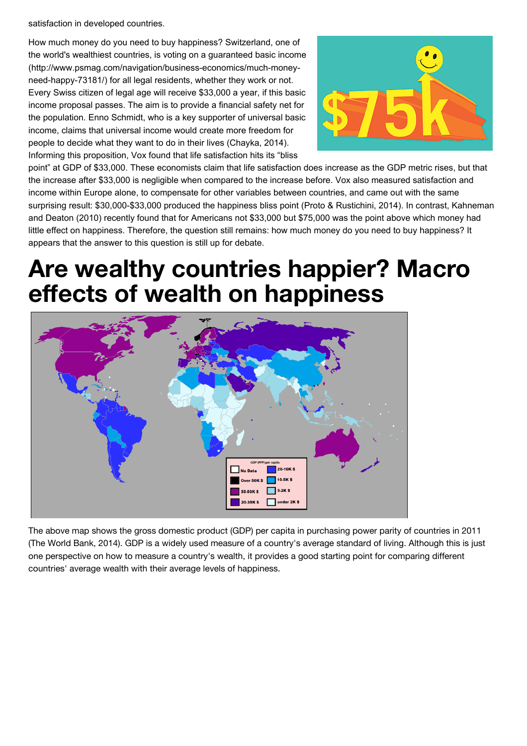satisfaction in developed countries.

How much money do you need to buy happiness? Switzerland, one of the world's wealthiest countries, is voting on a guaranteed basic income (http://www.psmag.com/navigation/business-economics/much-money-need-happy-73181/) for all legal residents, whether they work or not. Every Swiss citizen of legal age will receive $33,000 a year, if this basic income proposal passes. The aim is to provide a financial safety net for the population. Enno Schmidt, who is a key supporter of universal basic income, claims that universal income would create more freedom for people to decide what they want to do in their lives (Chayka, 2014). Informing this proposition, Vox found that life satisfaction hits its "bliss point" at GDP of $33,000. These economists claim that life satisfaction does increase as the GDP metric rises, but that the increase after $33,000 is negligible when compared to the increase before. Vox also measured satisfaction and income within Europe alone, to compensate for other variables between countries, and came out with the same surprising result: $30,000-$33,000 produced the happiness bliss point (Proto & Rustichini, 2014). In contrast, Kahneman and Deaton (2010) recently found that for Americans not $33,000 but $75,000 was the point above which money had little effect on happiness. Therefore, the question still remains: how much money do you need to buy happiness? It appears that the answer to this question is still up for debate.

# Are wealthy countries happier? Macro effects of wealth on happiness

The above map shows the gross domestic product (GDP) per capita in purchasing power parity of countries in 2011 (The World Bank, 2014). GDP is a widely used measure of a country's average standard of living. Although this is just one perspective on how to measure a country's wealth, it provides a good starting point for comparing different countries' average wealth with their average levels of happiness.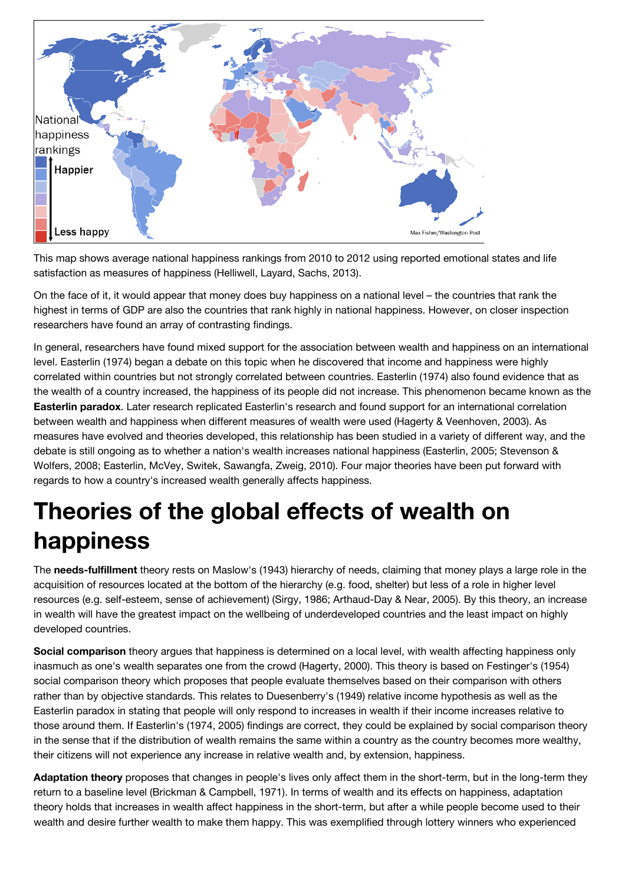This map shows average national happiness rankings from 2010 to 2012 using reported emotional states and life satisfaction as measures of happiness (Helliwell, Layard, Sachs, 2013).

On the face of it, it would appear that money does buy happiness on a national level – the countries that rank the highest in terms of GDP are also the countries that rank highly in national happiness. However, on closer inspection researchers have found an array of contrasting findings.

In general, researchers have found mixed support for the association between wealth and happiness on an international level. Easterlin (1974) began a debate on this topic when he discovered that income and happiness were highly correlated within countries but not strongly correlated between countries. Easterlin (1974) also found evidence that as the wealth of a country increased, the happiness of its people did not increase. This phenomenon became known as the **Easterlin paradox**. Later research replicated Easterlin's research and found support for an international correlation between wealth and happiness when different measures of wealth were used (Hagerty & Veenhoven, 2003). As measures have evolved and theories developed, this relationship has been studied in a variety of different way, and the debate is still ongoing as to whether a nation's wealth increases national happiness (Easterlin, 2005; Stevenson & Wolfers, 2008; Easterlin, McVey, Switek, Sawangfa, Zweig, 2010). Four major theories have been put forward with regards to how a country's increased wealth generally affects happiness.

# Theories of the global effects of wealth on happiness

The **needs-fulfillment** theory rests on Maslow's (1943) hierarchy of needs, claiming that money plays a large role in the acquisition of resources located at the bottom of the hierarchy (e.g. food, shelter) but less of a role in higher level resources (e.g. self-esteem, sense of achievement) (Sirgy, 1986; Arthaud-Day & Near, 2005). By this theory, an increase in wealth will have the greatest impact on the wellbeing of underdeveloped countries and the least impact on highly developed countries.

**Social comparison** theory argues that happiness is determined on a local level, with wealth affecting happiness only inasmuch as one's wealth separates one from the crowd (Hagerty, 2000). This theory is based on Festinger's (1954) social comparison theory which proposes that people evaluate themselves based on their comparison with others rather than by objective standards. This relates to Duesenberry's (1949) relative income hypothesis as well as the Easterlin paradox in stating that people will only respond to increases in wealth if their income increases relative to those around them. If Easterlin's (1974, 2005) findings are correct, they could be explained by social comparison theory in the sense that if the distribution of wealth remains the same within a country as the country becomes more wealthy, their citizens will not experience any increase in relative wealth and, by extension, happiness.

**Adaptation theory** proposes that changes in people's lives only affect them in the short-term, but in the long-term they return to a baseline level (Brickman & Campbell, 1971). In terms of wealth and its effects on happiness, adaptation theory holds that increases in wealth affect happiness in the short-term, but after a while people become used to their wealth and desire further wealth to make them happy. This was exemplified through lottery winners who experienced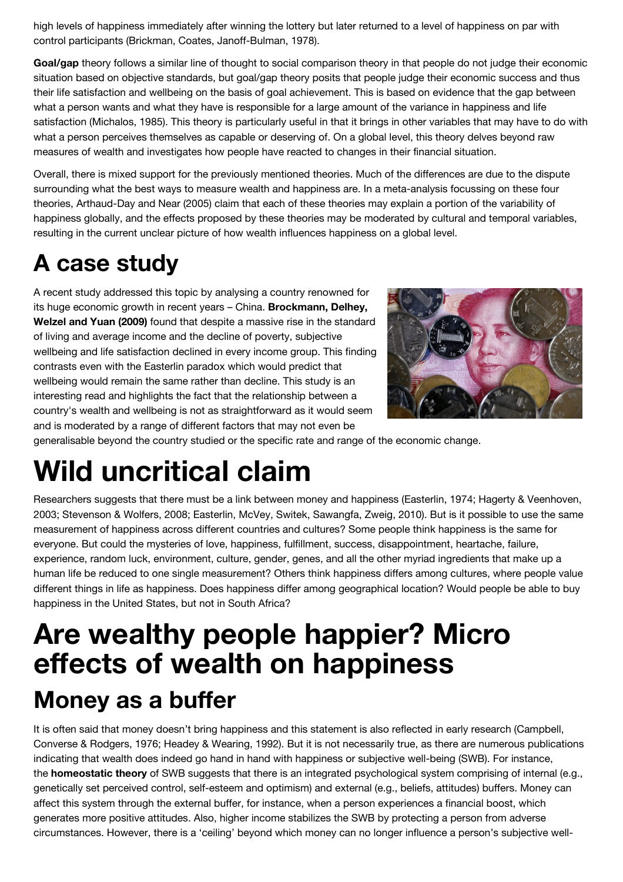high levels of happiness immediately after winning the lottery but later returned to a level of happiness on par with control participants (Brickman, Coates, Janoff-Bulman, 1978).

**Goal/gap** theory follows a similar line of thought to social comparison theory in that people do not judge their economic situation based on objective standards, but goal/gap theory posits that people judge their economic success and thus their life satisfaction and wellbeing on the basis of goal achievement. This is based on evidence that the gap between what a person wants and what they have is responsible for a large amount of the variance in happiness and life satisfaction (Michalos, 1985). This theory is particularly useful in that it brings in other variables that may have to do with what a person perceives themselves as capable or deserving of. On a global level, this theory delves beyond raw measures of wealth and investigates how people have reacted to changes in their financial situation.

Overall, there is mixed support for the previously mentioned theories. Much of the differences are due to the dispute surrounding what the best ways to measure wealth and happiness are. In a meta-analysis focussing on these four theories, Arthaud-Day and Near (2005) claim that each of these theories may explain a portion of the variability of happiness globally, and the effects proposed by these theories may be moderated by cultural and temporal variables, resulting in the current unclear picture of how wealth influences happiness on a global level.

## A case study

A recent study addressed this topic by analysing a country renowned for its huge economic growth in recent years – China. **Brockmann, Delhey, Welzel and Yuan (2009)** found that despite a massive rise in the standard of living and average income and the decline of poverty, subjective wellbeing and life satisfaction declined in every income group. This finding contrasts even with the Easterlin paradox which would predict that wellbeing would remain the same rather than decline. This study is an interesting read and highlights the fact that the relationship between a country's wealth and wellbeing is not as straightforward as it would seem and is moderated by a range of different factors that may not even be generalisable beyond the country studied or the specific rate and range of the economic change.

# Wild uncritical claim

Researchers suggests that there must be a link between money and happiness (Easterlin, 1974; Hagerty & Veenhoven, 2003; Stevenson & Wolfers, 2008; Easterlin, McVey, Switek, Sawangfa, Zweig, 2010). But is it possible to use the same measurement of happiness across different countries and cultures? Some people think happiness is the same for everyone. But could the mysteries of love, happiness, fulfillment, success, disappointment, heartache, failure, experience, random luck, environment, culture, gender, genes, and all the other myriad ingredients that make up a human life be reduced to one single measurement? Others think happiness differs among cultures, where people value different things in life as happiness. Does happiness differ among geographical location? Would people be able to buy happiness in the United States, but not in South Africa?

# Are wealthy people happier? Micro effects of wealth on happiness

## Money as a buffer

It is often said that money doesn't bring happiness and this statement is also reflected in early research (Campbell, Converse & Rodgers, 1976; Headey & Wearing, 1992). But it is not necessarily true, as there are numerous publications indicating that wealth does indeed go hand in hand with happiness or subjective well-being (SWB). For instance, the **homeostatic theory** of SWB suggests that there is an integrated psychological system comprising of internal (e.g., genetically set perceived control, self-esteem and optimism) and external (e.g., beliefs, attitudes) buffers. Money can affect this system through the external buffer, for instance, when a person experiences a financial boost, which generates more positive attitudes. Also, higher income stabilizes the SWB by protecting a person from adverse circumstances. However, there is a 'ceiling' beyond which money can no longer influence a person's subjective well-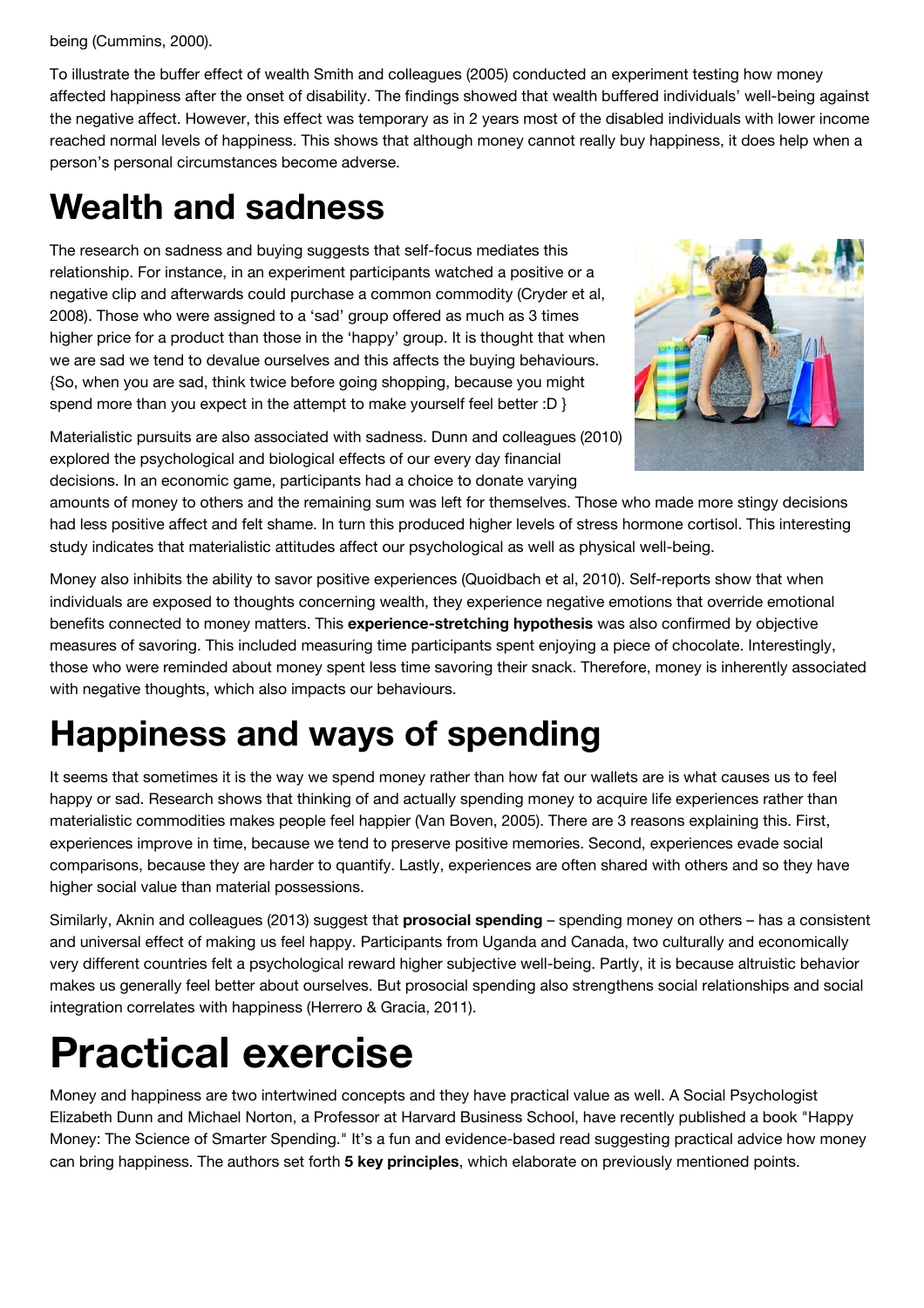being (Cummins, 2000).

To illustrate the buffer effect of wealth Smith and colleagues (2005) conducted an experiment testing how money affected happiness after the onset of disability. The findings showed that wealth buffered individuals' well-being against the negative affect. However, this effect was temporary as in 2 years most of the disabled individuals with lower income reached normal levels of happiness. This shows that although money cannot really buy happiness, it does help when a person's personal circumstances become adverse.

# Wealth and sadness

The research on sadness and buying suggests that self-focus mediates this relationship. For instance, in an experiment participants watched a positive or a negative clip and afterwards could purchase a common commodity (Cryder et al, 2008). Those who were assigned to a 'sad' group offered as much as 3 times higher price for a product than those in the 'happy' group. It is thought that when we are sad we tend to devalue ourselves and this affects the buying behaviours. {So, when you are sad, think twice before going shopping, because you might spend more than you expect in the attempt to make yourself feel better :D }

Materialistic pursuits are also associated with sadness. Dunn and colleagues (2010) explored the psychological and biological effects of our every day financial decisions. In an economic game, participants had a choice to donate varying amounts of money to others and the remaining sum was left for themselves. Those who made more stingy decisions had less positive affect and felt shame. In turn this produced higher levels of stress hormone cortisol. This interesting study indicates that materialistic attitudes affect our psychological as well as physical well-being.

Money also inhibits the ability to savor positive experiences (Quoidbach et al, 2010). Self-reports show that when individuals are exposed to thoughts concerning wealth, they experience negative emotions that override emotional benefits connected to money matters. This **experience-stretching hypothesis** was also confirmed by objective measures of savoring. This included measuring time participants spent enjoying a piece of chocolate. Interestingly, those who were reminded about money spent less time savoring their snack. Therefore, money is inherently associated with negative thoughts, which also impacts our behaviours.

# Happiness and ways of spending

It seems that sometimes it is the way we spend money rather than how fat our wallets are is what causes us to feel happy or sad. Research shows that thinking of and actually spending money to acquire life experiences rather than materialistic commodities makes people feel happier (Van Boven, 2005). There are 3 reasons explaining this. First, experiences improve in time, because we tend to preserve positive memories. Second, experiences evade social comparisons, because they are harder to quantify. Lastly, experiences are often shared with others and so they have higher social value than material possessions.

Similarly, Aknin and colleagues (2013) suggest that **prosocial spending** – spending money on others – has a consistent and universal effect of making us feel happy. Participants from Uganda and Canada, two culturally and economically very different countries felt a psychological reward higher subjective well-being. Partly, it is because altruistic behavior makes us generally feel better about ourselves. But prosocial spending also strengthens social relationships and social integration correlates with happiness (Herrero & Gracia, 2011).

# Practical exercise

Money and happiness are two intertwined concepts and they have practical value as well. A Social Psychologist Elizabeth Dunn and Michael Norton, a Professor at Harvard Business School, have recently published a book "Happy Money: The Science of Smarter Spending." It's a fun and evidence-based read suggesting practical advice how money can bring happiness. The authors set forth **5 key principles**, which elaborate on previously mentioned points.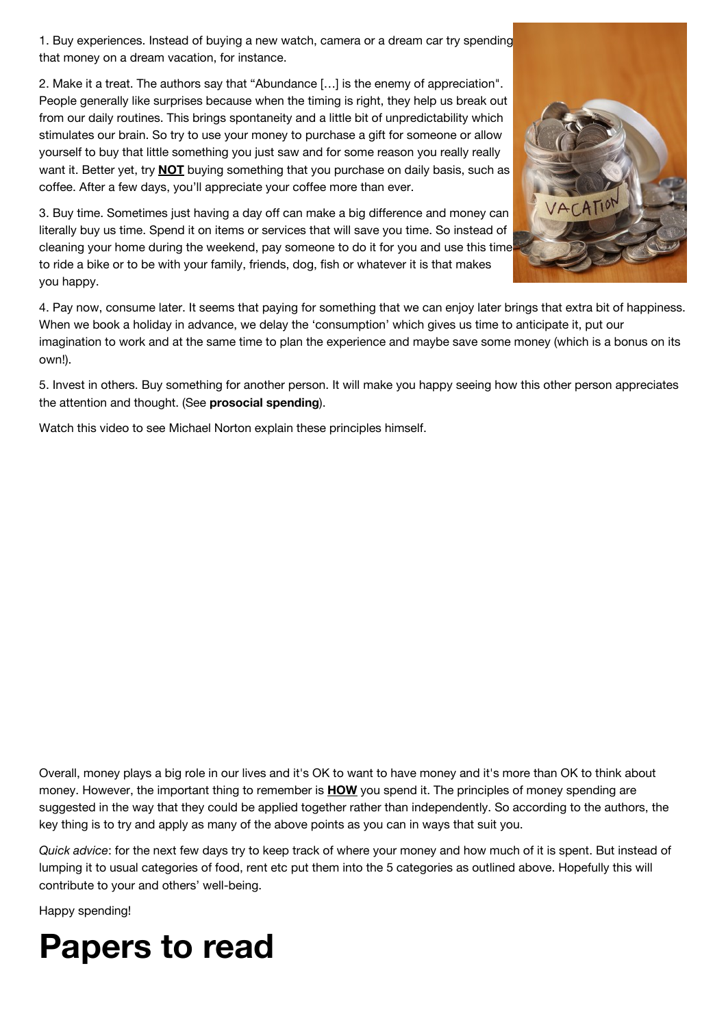1. Buy experiences. Instead of buying a new watch, camera or a dream car try spending that money on a dream vacation, for instance.

2. Make it a treat. The authors say that “Abundance […] is the enemy of appreciation". People generally like surprises because when the timing is right, they help us break out from our daily routines. This brings spontaneity and a little bit of unpredictability which stimulates our brain. So try to use your money to purchase a gift for someone or allow yourself to buy that little something you just saw and for some reason you really really want it. Better yet, try **NOT** buying something that you purchase on daily basis, such as coffee. After a few days, you'll appreciate your coffee more than ever.

3. Buy time. Sometimes just having a day off can make a big difference and money can literally buy us time. Spend it on items or services that will save you time. So instead of cleaning your home during the weekend, pay someone to do it for you and use this time to ride a bike or to be with your family, friends, dog, fish or whatever it is that makes you happy.

4. Pay now, consume later. It seems that paying for something that we can enjoy later brings that extra bit of happiness. When we book a holiday in advance, we delay the ‘consumption’ which gives us time to anticipate it, put our imagination to work and at the same time to plan the experience and maybe save some money (which is a bonus on its own!).

5. Invest in others. Buy something for another person. It will make you happy seeing how this other person appreciates the attention and thought. (See **prosocial spending**).

Watch this video to see Michael Norton explain these principles himself.

Overall, money plays a big role in our lives and it's OK to want to have money and it's more than OK to think about money. However, the important thing to remember is **HOW** you spend it. The principles of money spending are suggested in the way that they could be applied together rather than independently. So according to the authors, the key thing is to try and apply as many of the above points as you can in ways that suit you.

*Quick advice*: for the next few days try to keep track of where your money and how much of it is spent. But instead of lumping it to usual categories of food, rent etc put them into the 5 categories as outlined above. Hopefully this will contribute to your and others' well-being.

Happy spending!

# Papers to read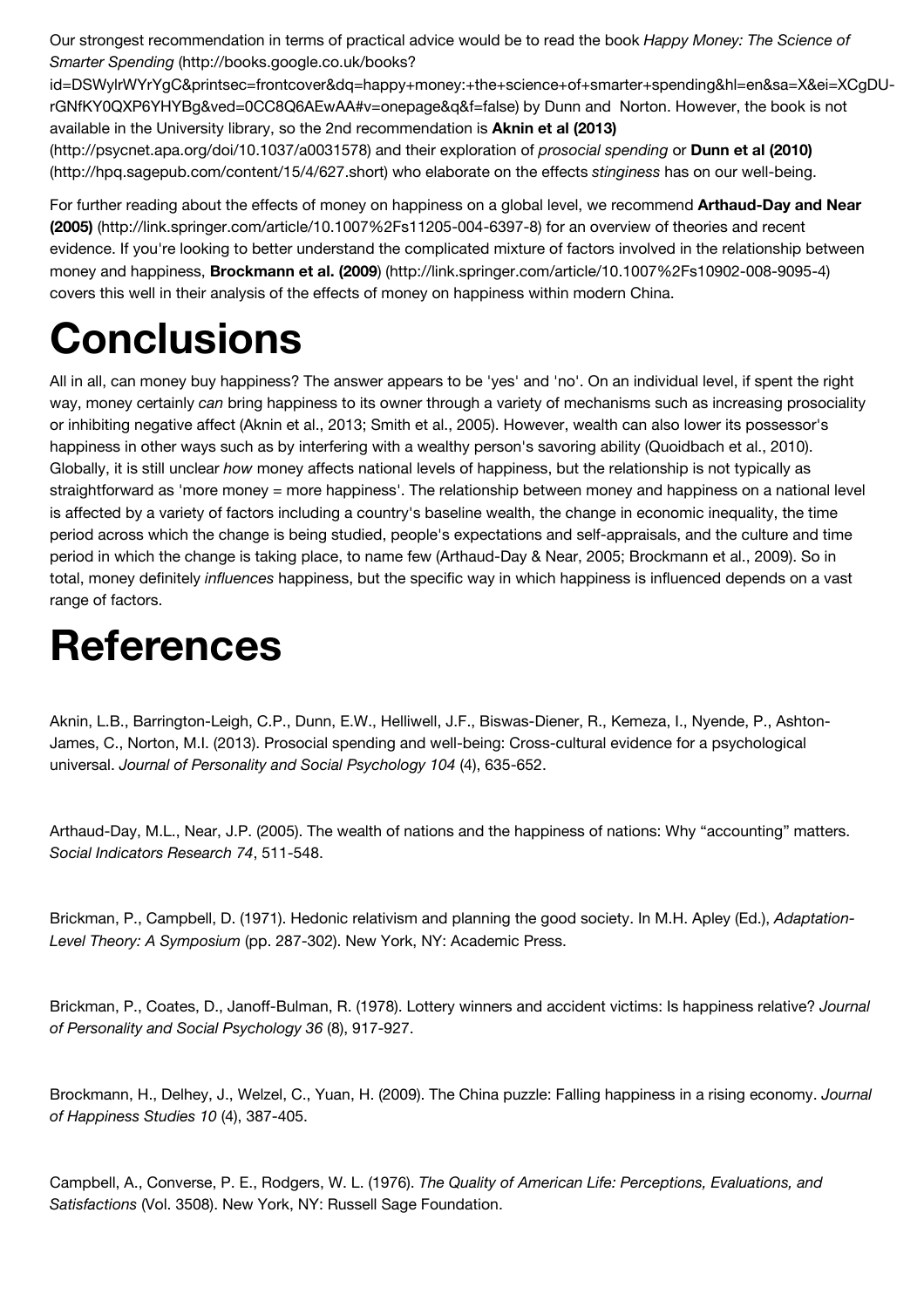Our strongest recommendation in terms of practical advice would be to read the book *Happy Money: The Science of Smarter Spending* (http://books.google.co.uk/books?id=DSWylrWYrYgC&printsec=frontcover&dq=happy+money:+the+science+of+smarter+spending&hl=en&sa=X&ei=XCgDU-rGNfKY0QXP6YHYBg&ved=0CC8Q6AEwAA#v=onepage&q&f=false) by Dunn and Norton. However, the book is not available in the University library, so the 2nd recommendation is **Aknin et al (2013)** (http://psycnet.apa.org/doi/10.1037/a0031578) and their exploration of *prosocial spending* or **Dunn et al (2010)** (http://hpq.sagepub.com/content/15/4/627.short) who elaborate on the effects *stinginess* has on our well-being.

For further reading about the effects of money on happiness on a global level, we recommend **Arthaud-Day and Near (2005)** (http://link.springer.com/article/10.1007%2Fs11205-004-6397-8) for an overview of theories and recent evidence. If you're looking to better understand the complicated mixture of factors involved in the relationship between money and happiness, **Brockmann et al. (2009**) (http://link.springer.com/article/10.1007%2Fs10902-008-9095-4) covers this well in their analysis of the effects of money on happiness within modern China.

# Conclusions

All in all, can money buy happiness? The answer appears to be 'yes' and 'no'. On an individual level, if spent the right way, money certainly *can* bring happiness to its owner through a variety of mechanisms such as increasing prosociality or inhibiting negative affect (Aknin et al., 2013; Smith et al., 2005). However, wealth can also lower its possessor's happiness in other ways such as by interfering with a wealthy person's savoring ability (Quoidbach et al., 2010). Globally, it is still unclear *how* money affects national levels of happiness, but the relationship is not typically as straightforward as 'more money = more happiness'. The relationship between money and happiness on a national level is affected by a variety of factors including a country's baseline wealth, the change in economic inequality, the time period across which the change is being studied, people's expectations and self-appraisals, and the culture and time period in which the change is taking place, to name few (Arthaud-Day & Near, 2005; Brockmann et al., 2009). So in total, money definitely *influences* happiness, but the specific way in which happiness is influenced depends on a vast range of factors.

# References

Aknin, L.B., Barrington-Leigh, C.P., Dunn, E.W., Helliwell, J.F., Biswas-Diener, R., Kemeza, I., Nyende, P., Ashton-James, C., Norton, M.I. (2013). Prosocial spending and well-being: Cross-cultural evidence for a psychological universal. *Journal of Personality and Social Psychology 104* (4), 635-652.

Arthaud-Day, M.L., Near, J.P. (2005). The wealth of nations and the happiness of nations: Why "accounting" matters. *Social Indicators Research 74*, 511-548.

Brickman, P., Campbell, D. (1971). Hedonic relativism and planning the good society. In M.H. Apley (Ed.), *Adaptation-Level Theory: A Symposium* (pp. 287-302). New York, NY: Academic Press.

Brickman, P., Coates, D., Janoff-Bulman, R. (1978). Lottery winners and accident victims: Is happiness relative? *Journal of Personality and Social Psychology 36* (8), 917-927.

Brockmann, H., Delhey, J., Welzel, C., Yuan, H. (2009). The China puzzle: Falling happiness in a rising economy. *Journal of Happiness Studies 10* (4), 387-405.

Campbell, A., Converse, P. E., Rodgers, W. L. (1976). *The Quality of American Life: Perceptions, Evaluations, and Satisfactions* (Vol. 3508). New York, NY: Russell Sage Foundation.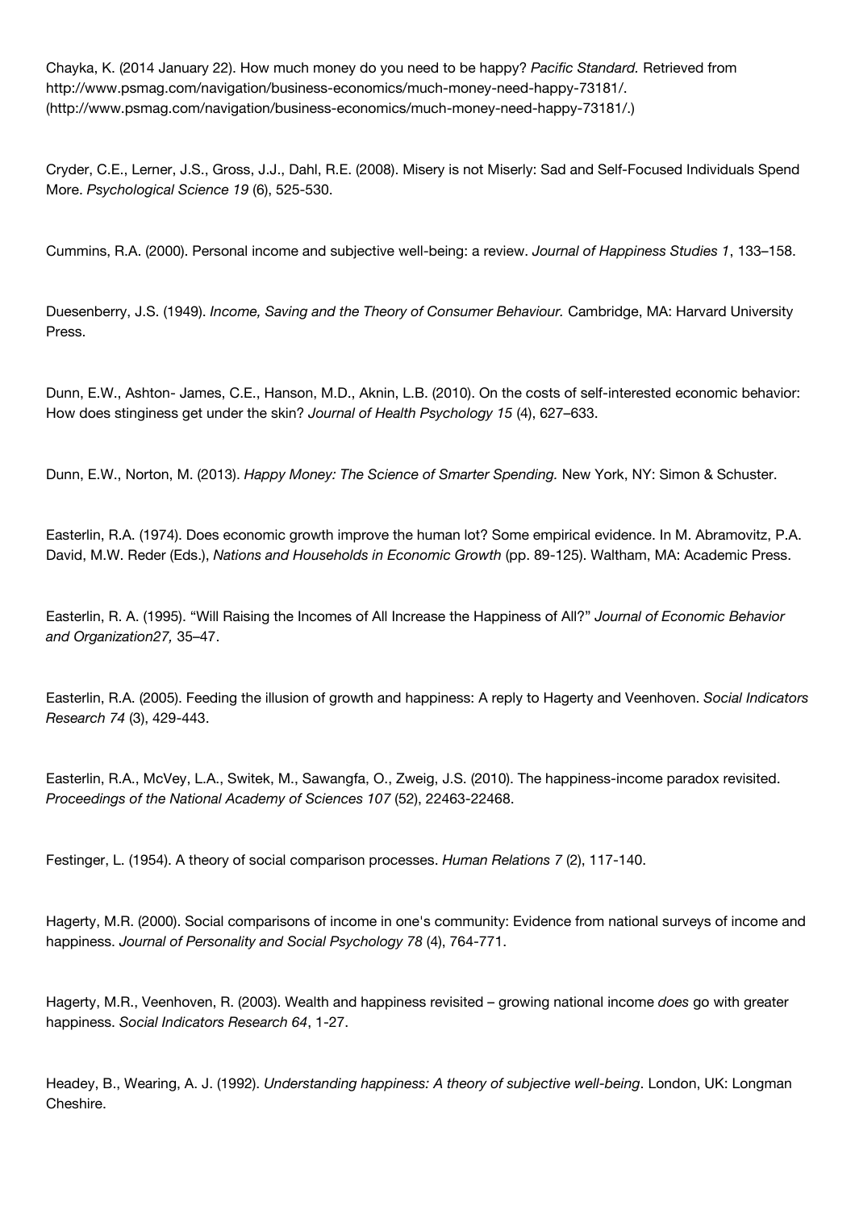Chayka, K. (2014 January 22). How much money do you need to be happy? *Pacific Standard.* Retrieved from http://www.psmag.com/navigation/business-economics/much-money-need-happy-73181/. (http://www.psmag.com/navigation/business-economics/much-money-need-happy-73181/.)

Cryder, C.E., Lerner, J.S., Gross, J.J., Dahl, R.E. (2008). Misery is not Miserly: Sad and Self-Focused Individuals Spend More. *Psychological Science 19* (6), 525-530.

Cummins, R.A. (2000). Personal income and subjective well-being: a review. *Journal of Happiness Studies 1*, 133–158.

Duesenberry, J.S. (1949). *Income, Saving and the Theory of Consumer Behaviour.* Cambridge, MA: Harvard University Press.

Dunn, E.W., Ashton- James, C.E., Hanson, M.D., Aknin, L.B. (2010). On the costs of self-interested economic behavior: How does stinginess get under the skin? *Journal of Health Psychology 15* (4), 627–633.

Dunn, E.W., Norton, M. (2013). *Happy Money: The Science of Smarter Spending.* New York, NY: Simon & Schuster.

Easterlin, R.A. (1974). Does economic growth improve the human lot? Some empirical evidence. In M. Abramovitz, P.A. David, M.W. Reder (Eds.), *Nations and Households in Economic Growth* (pp. 89-125). Waltham, MA: Academic Press.

Easterlin, R. A. (1995). "Will Raising the Incomes of All Increase the Happiness of All?" *Journal of Economic Behavior and Organization27,* 35–47.

Easterlin, R.A. (2005). Feeding the illusion of growth and happiness: A reply to Hagerty and Veenhoven. *Social Indicators Research 74* (3), 429-443.

Easterlin, R.A., McVey, L.A., Switek, M., Sawangfa, O., Zweig, J.S. (2010). The happiness-income paradox revisited. *Proceedings of the National Academy of Sciences 107* (52), 22463-22468.

Festinger, L. (1954). A theory of social comparison processes. *Human Relations 7* (2), 117-140.

Hagerty, M.R. (2000). Social comparisons of income in one's community: Evidence from national surveys of income and happiness. *Journal of Personality and Social Psychology 78* (4), 764-771.

Hagerty, M.R., Veenhoven, R. (2003). Wealth and happiness revisited – growing national income *does* go with greater happiness. *Social Indicators Research 64*, 1-27.

Headey, B., Wearing, A. J. (1992). *Understanding happiness: A theory of subjective well-being*. London, UK: Longman Cheshire.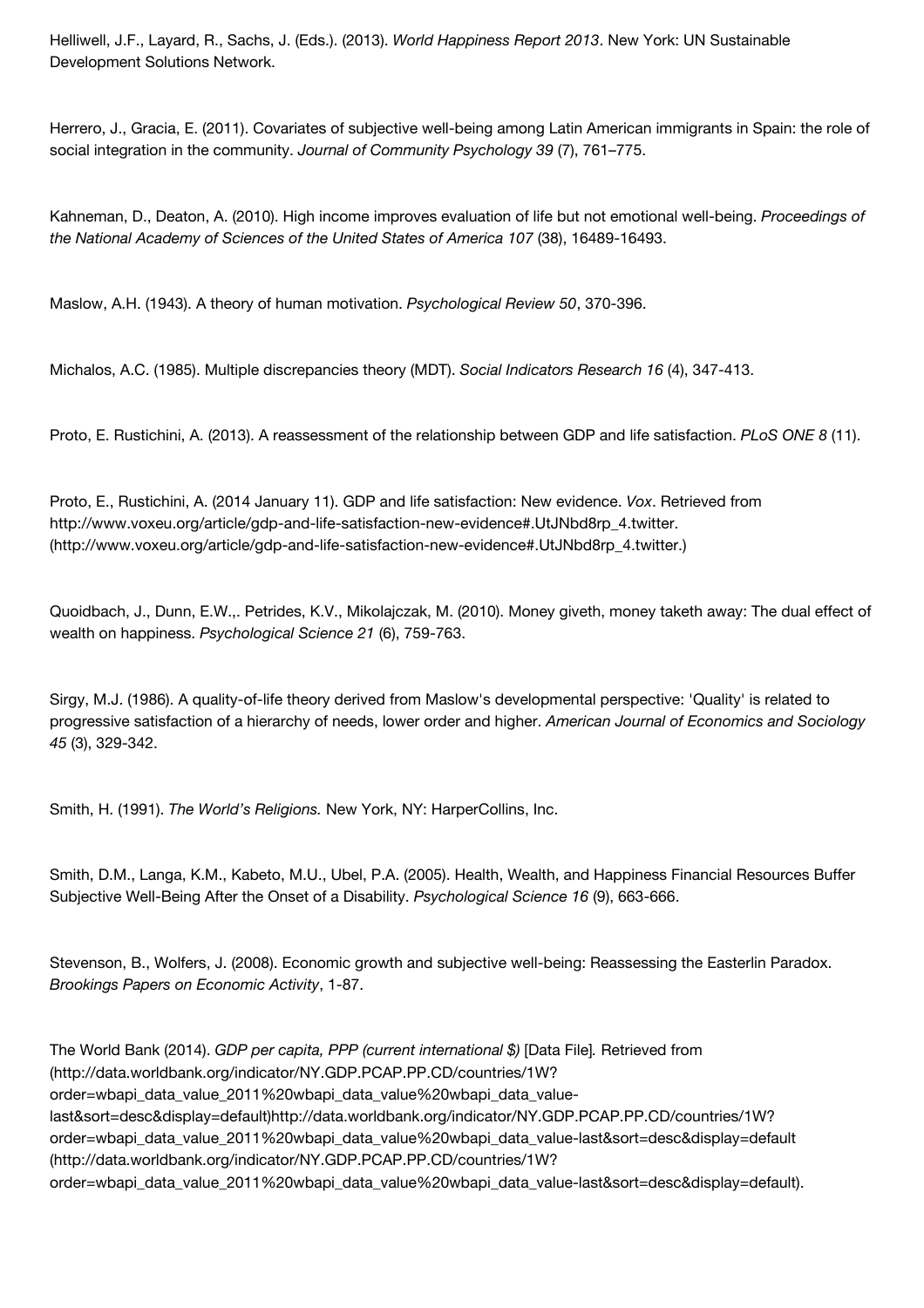Helliwell, J.F., Layard, R., Sachs, J. (Eds.). (2013). *World Happiness Report 2013*. New York: UN Sustainable Development Solutions Network.

Herrero, J., Gracia, E. (2011). Covariates of subjective well-being among Latin American immigrants in Spain: the role of social integration in the community. *Journal of Community Psychology 39* (7), 761–775.

Kahneman, D., Deaton, A. (2010). High income improves evaluation of life but not emotional well-being. *Proceedings of the National Academy of Sciences of the United States of America 107* (38), 16489-16493.

Maslow, A.H. (1943). A theory of human motivation. *Psychological Review 50*, 370-396.

Michalos, A.C. (1985). Multiple discrepancies theory (MDT). *Social Indicators Research 16* (4), 347-413.

Proto, E. Rustichini, A. (2013). A reassessment of the relationship between GDP and life satisfaction. *PLoS ONE 8* (11).

Proto, E., Rustichini, A. (2014 January 11). GDP and life satisfaction: New evidence. *Vox*. Retrieved from http://www.voxeu.org/article/gdp-and-life-satisfaction-new-evidence#.UtJNbd8rp_4.twitter. (http://www.voxeu.org/article/gdp-and-life-satisfaction-new-evidence#.UtJNbd8rp_4.twitter.)

Quoidbach, J., Dunn, E.W.,. Petrides, K.V., Mikolajczak, M. (2010). Money giveth, money taketh away: The dual effect of wealth on happiness. *Psychological Science 21* (6), 759-763.

Sirgy, M.J. (1986). A quality-of-life theory derived from Maslow's developmental perspective: 'Quality' is related to progressive satisfaction of a hierarchy of needs, lower order and higher. *American Journal of Economics and Sociology 45* (3), 329-342.

Smith, H. (1991). *The World's Religions.* New York, NY: HarperCollins, Inc.

Smith, D.M., Langa, K.M., Kabeto, M.U., Ubel, P.A. (2005). Health, Wealth, and Happiness Financial Resources Buffer Subjective Well-Being After the Onset of a Disability. *Psychological Science 16* (9), 663-666.

Stevenson, B., Wolfers, J. (2008). Economic growth and subjective well-being: Reassessing the Easterlin Paradox. *Brookings Papers on Economic Activity*, 1-87.

The World Bank (2014). *GDP per capita, PPP (current international $)* [Data File]. Retrieved from (http://data.worldbank.org/indicator/NY.GDP.PCAP.PP.CD/countries/1W?order=wbapi_data_value_2011%20wbapi_data_value%20wbapi_data_value-last&sort=desc&display=default)http://data.worldbank.org/indicator/NY.GDP.PCAP.PP.CD/countries/1W?order=wbapi_data_value_2011%20wbapi_data_value%20wbapi_data_value-last&sort=desc&display=default (http://data.worldbank.org/indicator/NY.GDP.PCAP.PP.CD/countries/1W?order=wbapi_data_value_2011%20wbapi_data_value%20wbapi_data_value-last&sort=desc&display=default).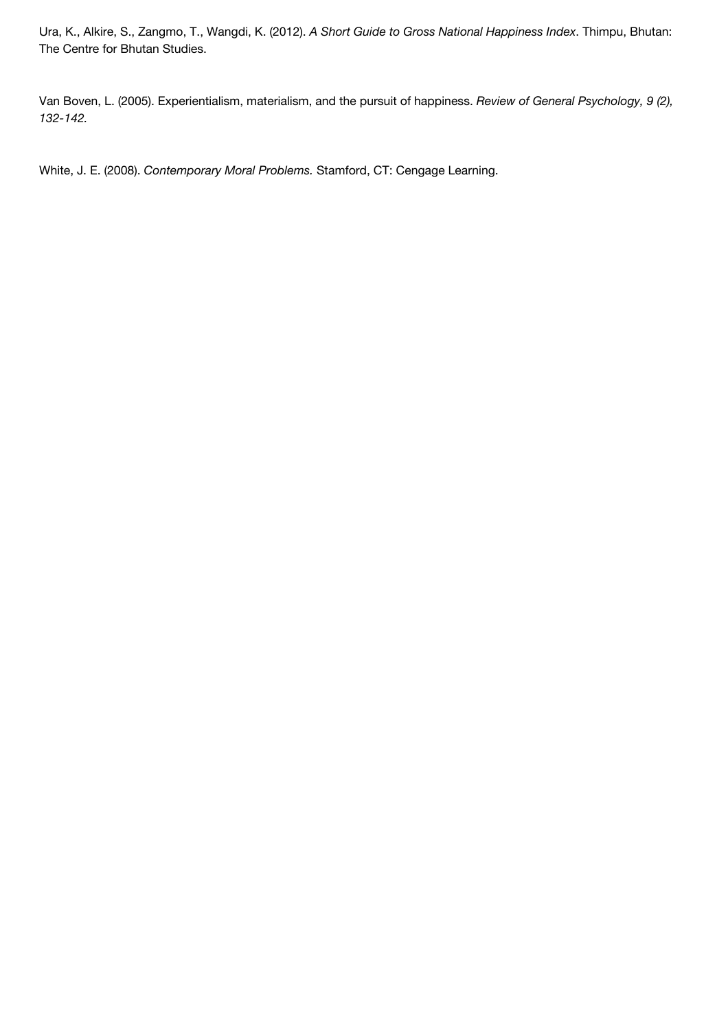Ura, K., Alkire, S., Zangmo, T., Wangdi, K. (2012). *A Short Guide to Gross National Happiness Index*. Thimpu, Bhutan: The Centre for Bhutan Studies.

Van Boven, L. (2005). Experientialism, materialism, and the pursuit of happiness. *Review of General Psychology, 9 (2), 132-142.*

White, J. E. (2008). *Contemporary Moral Problems.* Stamford, CT: Cengage Learning.